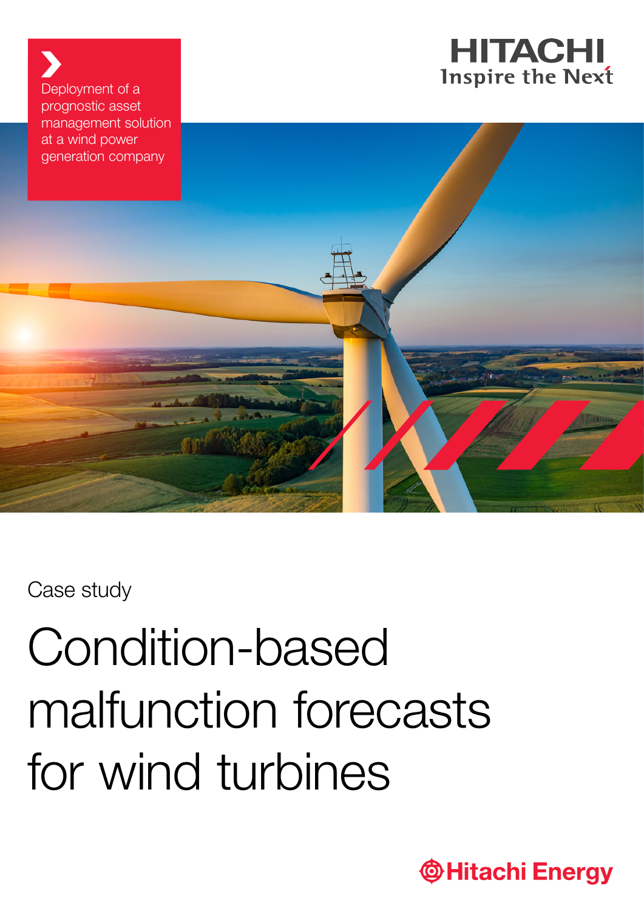Deployment of a prognostic asset management solution at a wind power generation company

HITACHI
Inspire the Next

Case study

# Condition-based malfunction forecasts for wind turbines

Hitachi Energy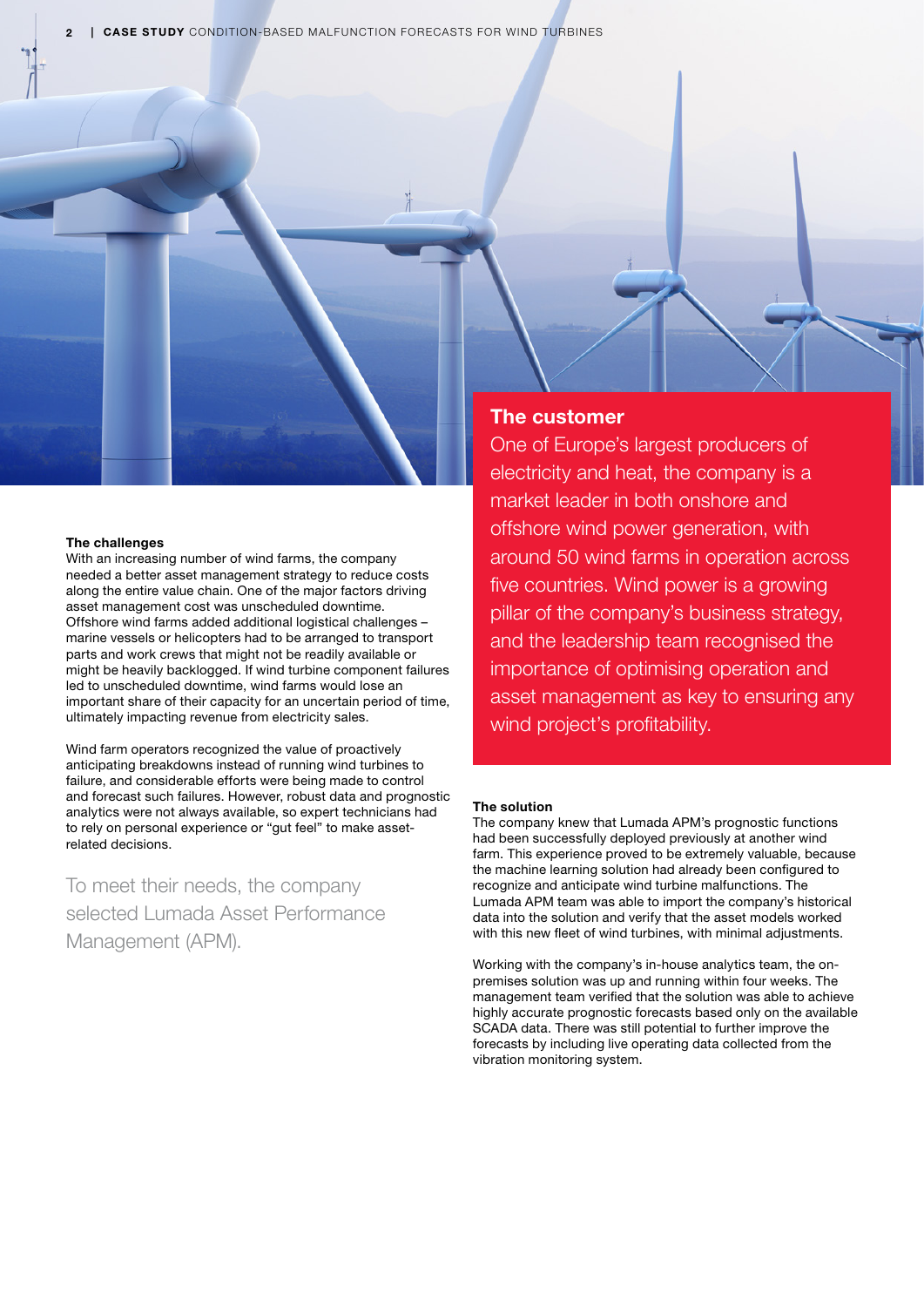## The customer

One of Europe's largest producers of electricity and heat, the company is a market leader in both onshore and offshore wind power generation, with around 50 wind farms in operation across five countries. Wind power is a growing pillar of the company's business strategy, and the leadership team recognised the importance of optimising operation and asset management as key to ensuring any wind project's profitability.

**The challenges**

With an increasing number of wind farms, the company needed a better asset management strategy to reduce costs along the entire value chain. One of the major factors driving asset management cost was unscheduled downtime. Offshore wind farms added additional logistical challenges – marine vessels or helicopters had to be arranged to transport parts and work crews that might not be readily available or might be heavily backlogged. If wind turbine component failures led to unscheduled downtime, wind farms would lose an important share of their capacity for an uncertain period of time, ultimately impacting revenue from electricity sales.

Wind farm operators recognized the value of proactively anticipating breakdowns instead of running wind turbines to failure, and considerable efforts were being made to control and forecast such failures. However, robust data and prognostic analytics were not always available, so expert technicians had to rely on personal experience or "gut feel" to make asset-related decisions.

To meet their needs, the company selected Lumada Asset Performance Management (APM).

**The solution**

The company knew that Lumada APM's prognostic functions had been successfully deployed previously at another wind farm. This experience proved to be extremely valuable, because the machine learning solution had already been configured to recognize and anticipate wind turbine malfunctions. The Lumada APM team was able to import the company's historical data into the solution and verify that the asset models worked with this new fleet of wind turbines, with minimal adjustments.

Working with the company's in-house analytics team, the on-premises solution was up and running within four weeks. The management team verified that the solution was able to achieve highly accurate prognostic forecasts based only on the available SCADA data. There was still potential to further improve the forecasts by including live operating data collected from the vibration monitoring system.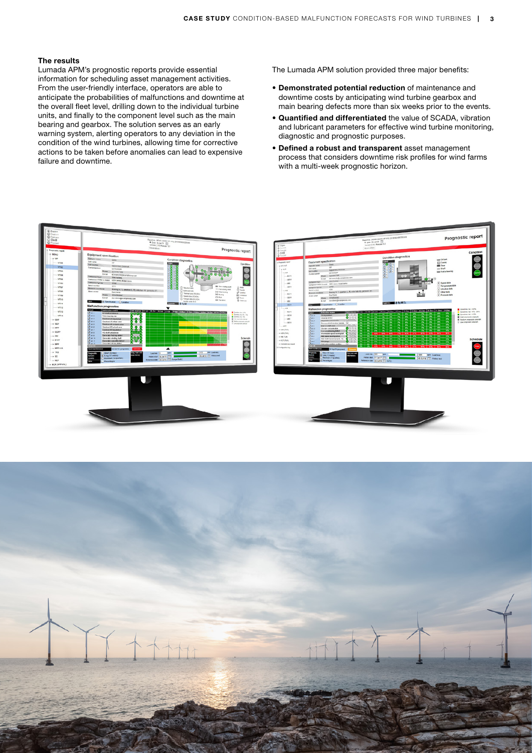### The results

Lumada APM's prognostic reports provide essential information for scheduling asset management activities. From the user-friendly interface, operators are able to anticipate the probabilities of malfunctions and downtime at the overall fleet level, drilling down to the individual turbine units, and finally to the component level such as the main bearing and gearbox. The solution serves as an early warning system, alerting operators to any deviation in the condition of the wind turbines, allowing time for corrective actions to be taken before anomalies can lead to expensive failure and downtime.

The Lumada APM solution provided three major benefits:

- **Demonstrated potential reduction** of maintenance and downtime costs by anticipating wind turbine gearbox and main bearing defects more than six weeks prior to the events.
- **Quantified and differentiated** the value of SCADA, vibration and lubricant parameters for effective wind turbine monitoring, diagnostic and prognostic purposes.
- **Defined a robust and transparent** asset management process that considers downtime risk profiles for wind farms with a multi-week prognostic horizon.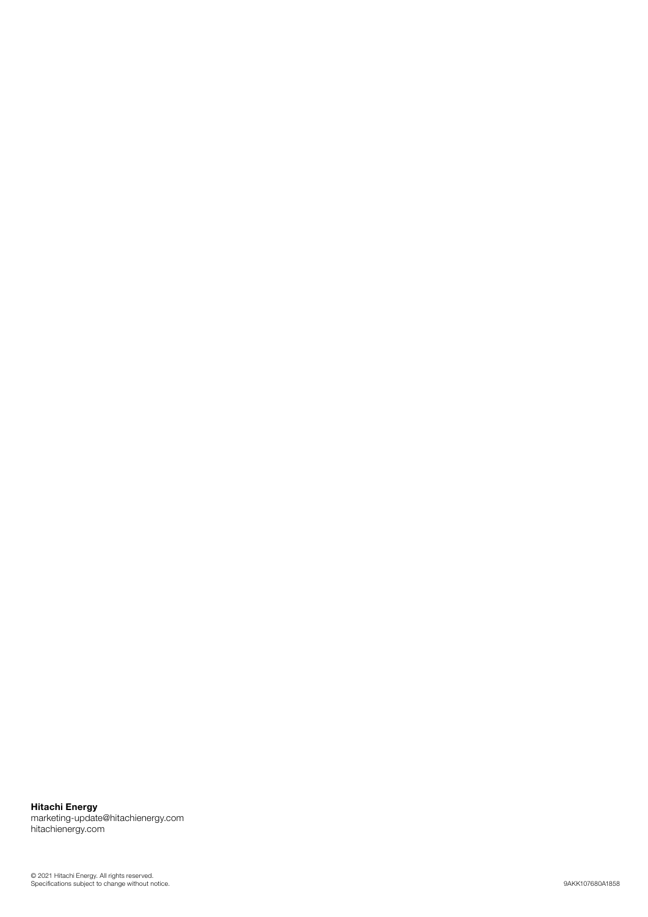**Hitachi Energy**
marketing-update@hitachienergy.com
hitachienergy.com

© 2021 Hitachi Energy. All rights reserved.
Specifications subject to change without notice.

9AKK107680A1858